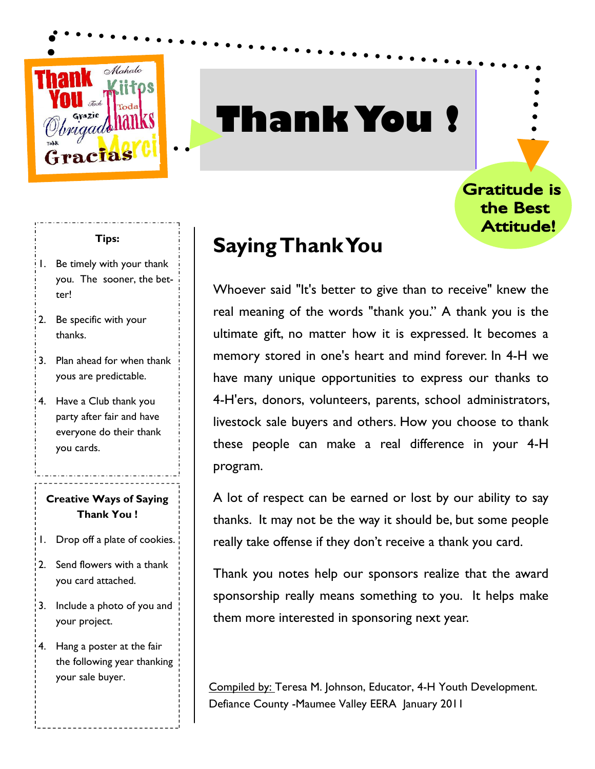# Thank You !

**Gratitude is the Best Attitude!**

## Saying Thank You

Whoever said "It's better to give than to receive" knew the real meaning of the words "thank you." A thank you is the ultimate gift, no matter how it is expressed. It becomes a memory stored in one's heart and mind forever. In 4-H we have many unique opportunities to express our thanks to 4-H'ers, donors, volunteers, parents, school administrators, livestock sale buyers and others. How you choose to thank these people can make a real difference in your 4-H program.

A lot of respect can be earned or lost by our ability to say thanks. It may not be the way it should be, but some people really take offense if they don't receive a thank you card.

Thank you notes help our sponsors realize that the award sponsorship really means something to you. It helps make them more interested in sponsoring next year.

**Tips:**

1. Be timely with your thank you. The sooner, the better!
2. Be specific with your thanks.
3. Plan ahead for when thank yous are predictable.
4. Have a Club thank you party after fair and have everyone do their thank you cards.

**Creative Ways of Saying Thank You !**

1. Drop off a plate of cookies.
2. Send flowers with a thank you card attached.
3. Include a photo of you and your project.
4. Hang a poster at the fair the following year thanking your sale buyer.

<u>Compiled by:</u> Teresa M. Johnson, Educator, 4-H Youth Development. Defiance County -Maumee Valley EERA January 2011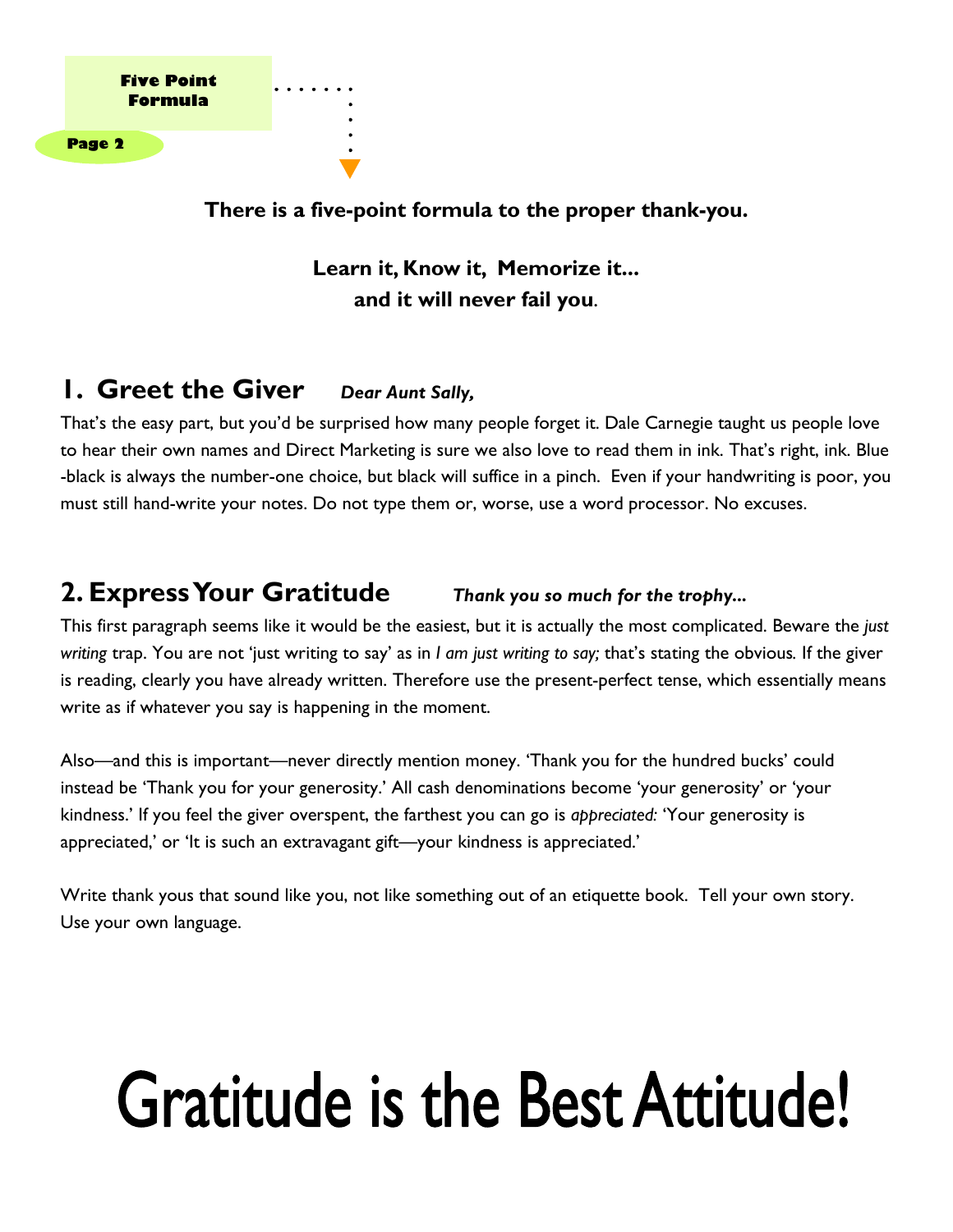**Five Point Formula**

**There is a five-point formula to the proper thank-you.**

**Learn it, Know it, Memorize it... and it will never fail you.**

## 1. Greet the Giver *Dear Aunt Sally,*

That's the easy part, but you'd be surprised how many people forget it. Dale Carnegie taught us people love to hear their own names and Direct Marketing is sure we also love to read them in ink. That's right, ink. Blue-black is always the number-one choice, but black will suffice in a pinch. Even if your handwriting is poor, you must still hand-write your notes. Do not type them or, worse, use a word processor. No excuses.

## 2. Express Your Gratitude *Thank you so much for the trophy...*

This first paragraph seems like it would be the easiest, but it is actually the most complicated. Beware the *just writing* trap. You are not 'just writing to say' as in *I am just writing to say;* that's stating the obvious. If the giver is reading, clearly you have already written. Therefore use the present-perfect tense, which essentially means write as if whatever you say is happening in the moment.

Also—and this is important—never directly mention money. 'Thank you for the hundred bucks' could instead be 'Thank you for your generosity.' All cash denominations become 'your generosity' or 'your kindness.' If you feel the giver overspent, the farthest you can go is *appreciated:* 'Your generosity is appreciated,' or 'It is such an extravagant gift—your kindness is appreciated.'

Write thank yous that sound like you, not like something out of an etiquette book. Tell your own story. Use your own language.

# Gratitude is the Best Attitude!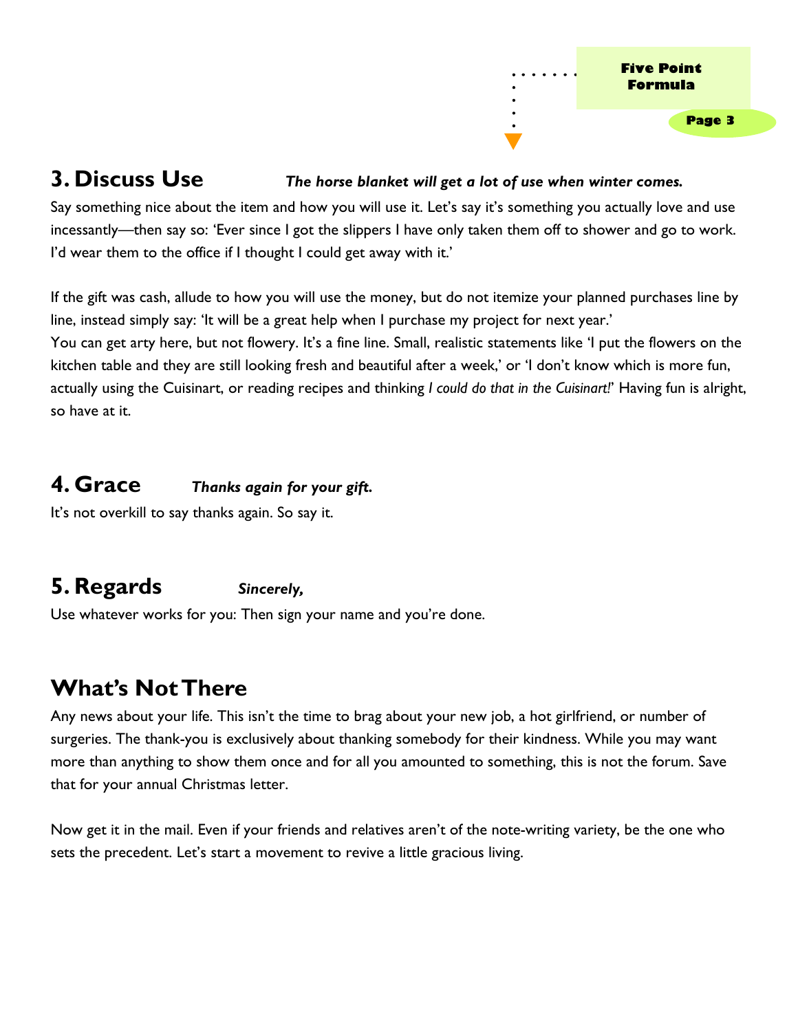## 3. Discuss Use *The horse blanket will get a lot of use when winter comes.*

Say something nice about the item and how you will use it. Let's say it's something you actually love and use incessantly—then say so: 'Ever since I got the slippers I have only taken them off to shower and go to work. I'd wear them to the office if I thought I could get away with it.'

If the gift was cash, allude to how you will use the money, but do not itemize your planned purchases line by line, instead simply say: 'It will be a great help when I purchase my project for next year.'
You can get arty here, but not flowery. It's a fine line. Small, realistic statements like 'I put the flowers on the kitchen table and they are still looking fresh and beautiful after a week,' or 'I don't know which is more fun, actually using the Cuisinart, or reading recipes and thinking *I could do that in the Cuisinart!*' Having fun is alright, so have at it.

## 4. Grace *Thanks again for your gift.*

It's not overkill to say thanks again. So say it.

## 5. Regards *Sincerely,*

Use whatever works for you: Then sign your name and you're done.

## What's Not There

Any news about your life. This isn't the time to brag about your new job, a hot girlfriend, or number of surgeries. The thank-you is exclusively about thanking somebody for their kindness. While you may want more than anything to show them once and for all you amounted to something, this is not the forum. Save that for your annual Christmas letter.

Now get it in the mail. Even if your friends and relatives aren't of the note-writing variety, be the one who sets the precedent. Let's start a movement to revive a little gracious living.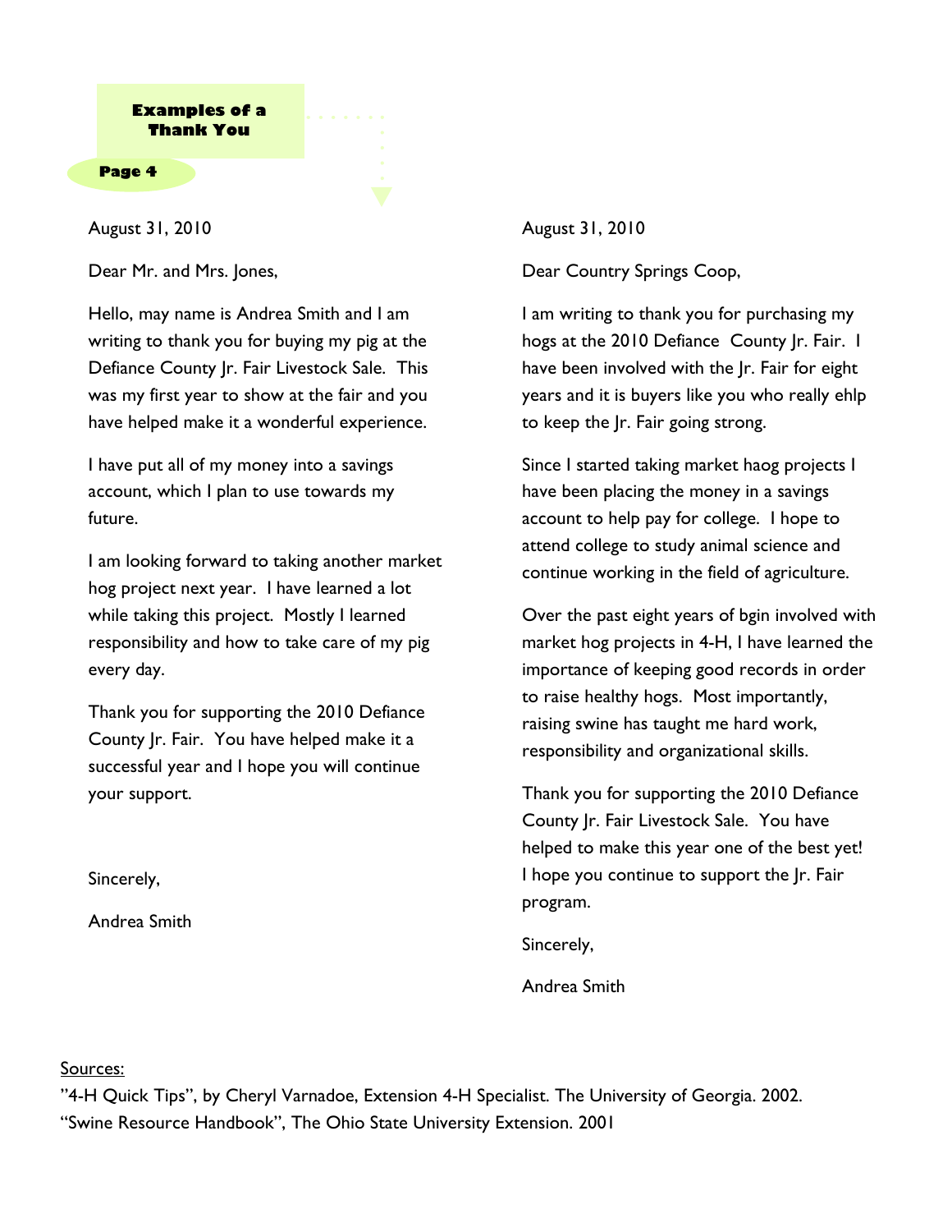## Examples of a Thank You

August 31, 2010

Dear Mr. and Mrs. Jones,

Hello, may name is Andrea Smith and I am writing to thank you for buying my pig at the Defiance County Jr. Fair Livestock Sale. This was my first year to show at the fair and you have helped make it a wonderful experience.

I have put all of my money into a savings account, which I plan to use towards my future.

I am looking forward to taking another market hog project next year. I have learned a lot while taking this project. Mostly I learned responsibility and how to take care of my pig every day.

Thank you for supporting the 2010 Defiance County Jr. Fair. You have helped make it a successful year and I hope you will continue your support.

Sincerely,

Andrea Smith

August 31, 2010

Dear Country Springs Coop,

I am writing to thank you for purchasing my hogs at the 2010 Defiance County Jr. Fair. I have been involved with the Jr. Fair for eight years and it is buyers like you who really ehlp to keep the Jr. Fair going strong.

Since I started taking market haog projects I have been placing the money in a savings account to help pay for college. I hope to attend college to study animal science and continue working in the field of agriculture.

Over the past eight years of bgin involved with market hog projects in 4-H, I have learned the importance of keeping good records in order to raise healthy hogs. Most importantly, raising swine has taught me hard work, responsibility and organizational skills.

Thank you for supporting the 2010 Defiance County Jr. Fair Livestock Sale. You have helped to make this year one of the best yet! I hope you continue to support the Jr. Fair program.

Sincerely,

Andrea Smith

Sources:

"4-H Quick Tips", by Cheryl Varnadoe, Extension 4-H Specialist. The University of Georgia. 2002.

"Swine Resource Handbook", The Ohio State University Extension. 2001